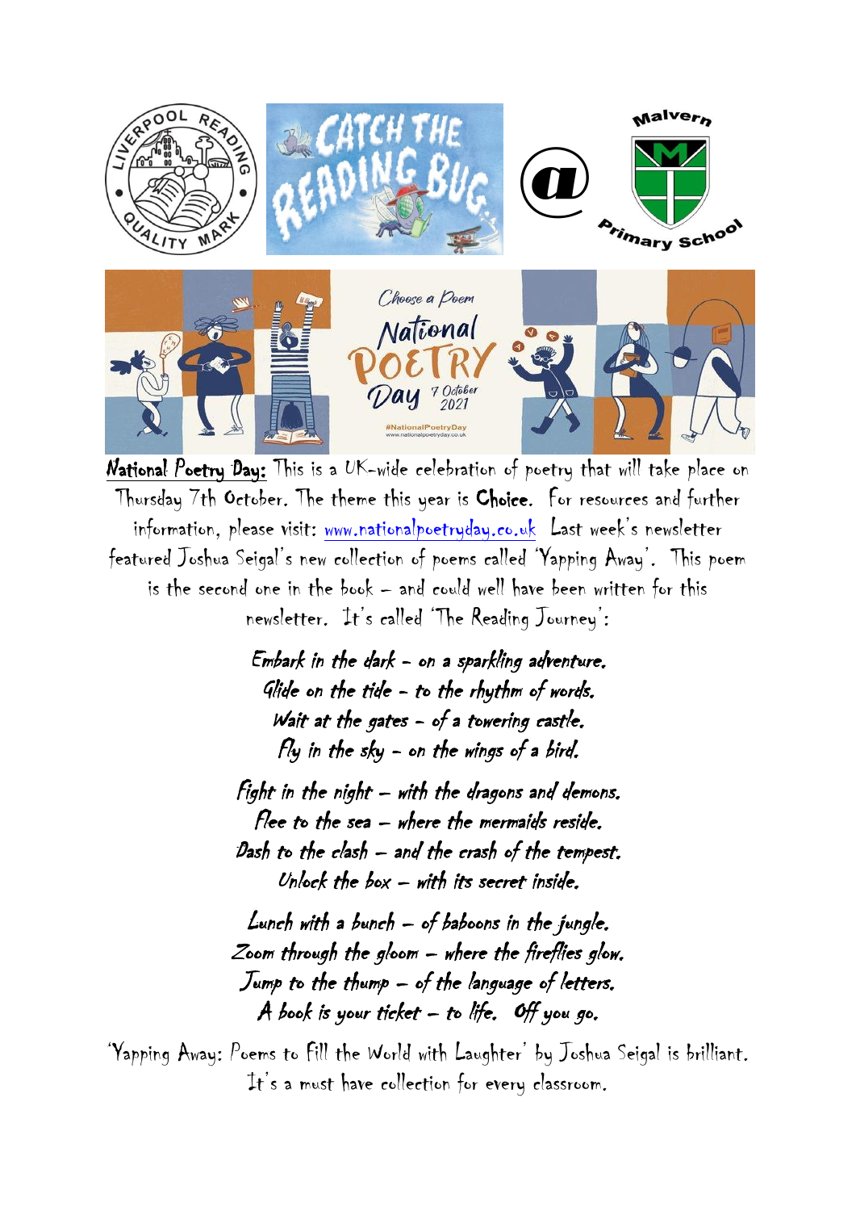**National Poetry Day:** This is a UK-wide celebration of poetry that will take place on Thursday 7th October. The theme this year is **Choice**. For resources and further information, please visit: www.nationalpoetryday.co.uk Last week's newsletter featured Joshua Seigal's new collection of poems called 'Yapping Away'. This poem is the second one in the book – and could well have been written for this newsletter. It's called 'The Reading Journey':

*Embark in the dark – on a sparkling adventure.*
*Glide on the tide – to the rhythm of words.*
*Wait at the gates – of a towering castle.*
*Fly in the sky – on the wings of a bird.*

*Fight in the night – with the dragons and demons.*
*Flee to the sea – where the mermaids reside.*
*Dash to the clash – and the crash of the tempest.*
*Unlock the box – with its secret inside.*

*Lunch with a bunch – of baboons in the jungle.*
*Zoom through the gloom – where the fireflies glow.*
*Jump to the thump – of the language of letters.*
*A book is your ticket – to life. Off you go.*

'Yapping Away: Poems to Fill the World with Laughter' by Joshua Seigal is brilliant. It's a must have collection for every classroom.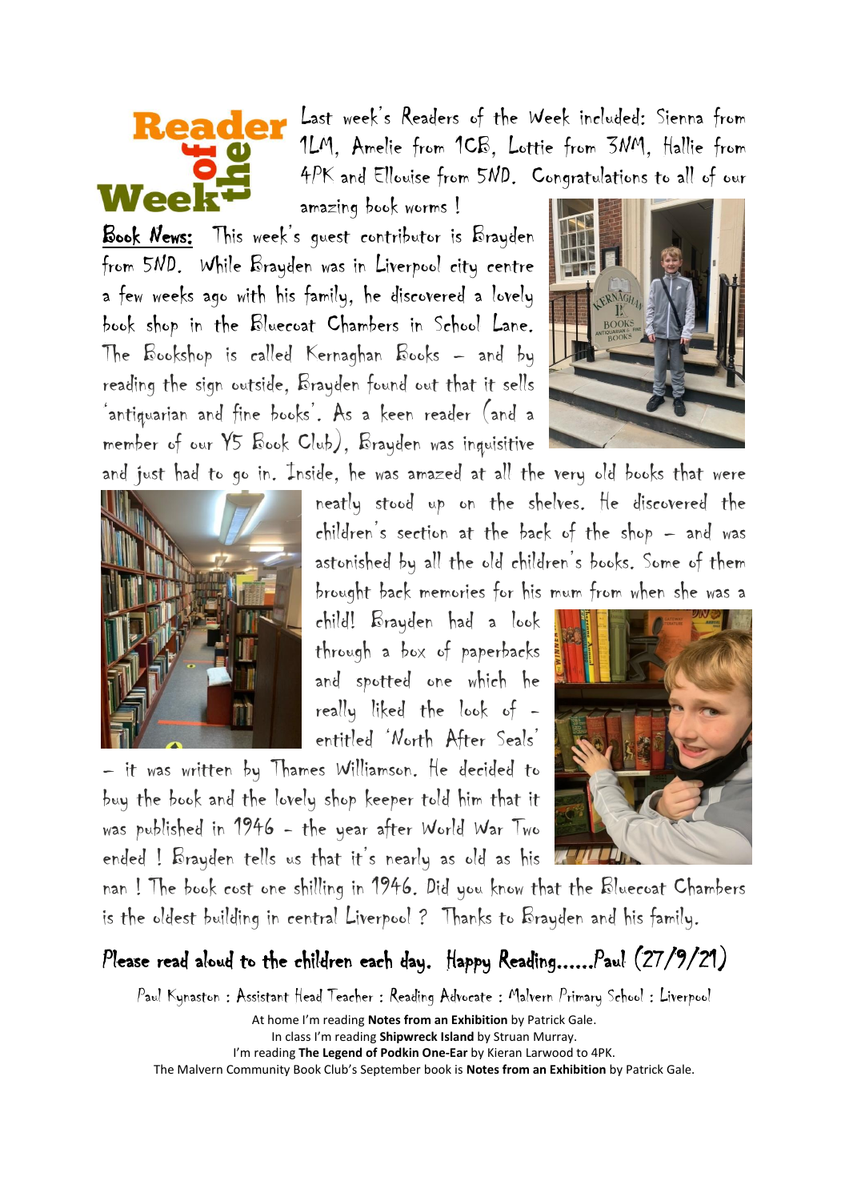Last week's Readers of the Week included: Sienna from 1LM, Amelie from 1CB, Lottie from 3NM, Hallie from 4PK and Ellouise from 5ND. Congratulations to all of our amazing book worms !

**Book News:** This week's guest contributor is Brayden from 5ND. While Brayden was in Liverpool city centre a few weeks ago with his family, he discovered a lovely book shop in the Bluecoat Chambers in School Lane. The Bookshop is called Kernaghan Books – and by reading the sign outside, Brayden found out that it sells 'antiquarian and fine books'. As a keen reader (and a member of our Y5 Book Club), Brayden was inquisitive and just had to go in. Inside, he was amazed at all the very old books that were neatly stood up on the shelves. He discovered the children's section at the back of the shop – and was astonished by all the old children's books. Some of them brought back memories for his mum from when she was a child! Brayden had a look through a box of paperbacks and spotted one which he really liked the look of – entitled 'North After Seals' – it was written by Thames Williamson. He decided to buy the book and the lovely shop keeper told him that it was published in 1946 - the year after World War Two ended ! Brayden tells us that it's nearly as old as his nan ! The book cost one shilling in 1946. Did you know that the Bluecoat Chambers is the oldest building in central Liverpool ? Thanks to Brayden and his family.

Please read aloud to the children each day. Happy Reading......Paul (27/9/21)

Paul Kynaston : Assistant Head Teacher : Reading Advocate : Malvern Primary School : Liverpool

At home I'm reading **Notes from an Exhibition** by Patrick Gale.
In class I'm reading **Shipwreck Island** by Struan Murray.
I'm reading **The Legend of Podkin One-Ear** by Kieran Larwood to 4PK.
The Malvern Community Book Club's September book is **Notes from an Exhibition** by Patrick Gale.